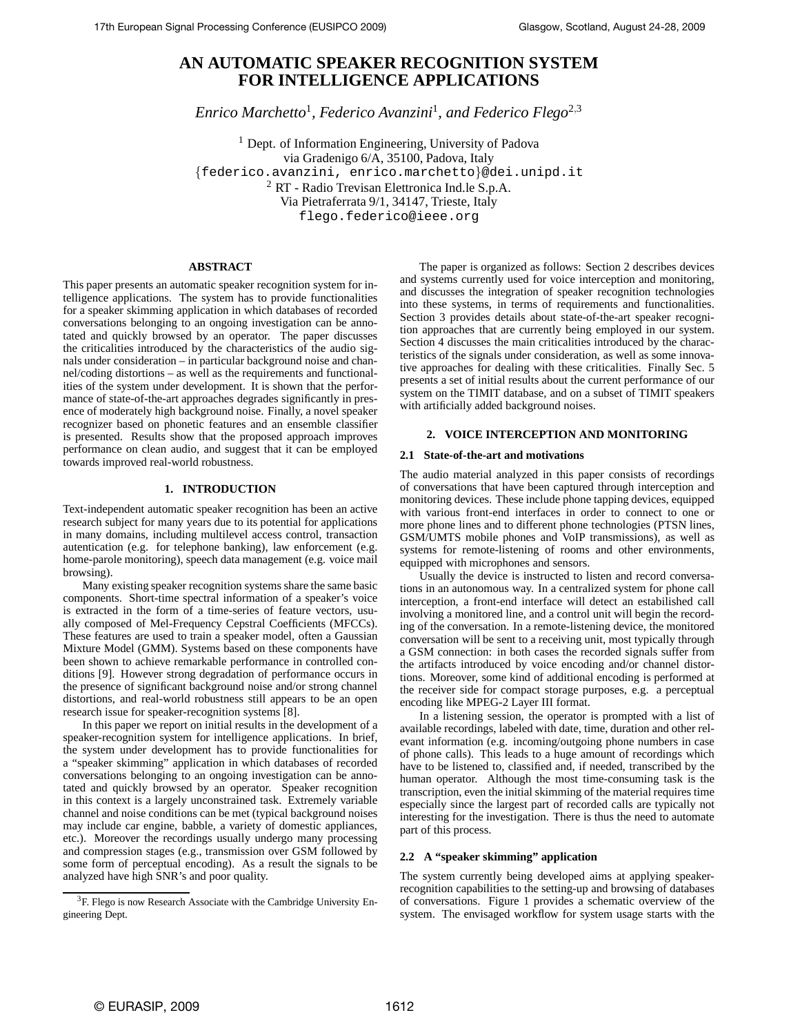# AN AUTOMATIC SPEAKER RECOGNITION SYSTEM FOR INTELLIGENCE APPLICATIONS

*Enrico Marchetto*[1], *Federico Avanzini*[1], *and Federico Flego*[2,3]

[1] Dept. of Information Engineering, University of Padova
via Gradenigo 6/A, 35100, Padova, Italy
{federico.avanzini, enrico.marchetto}@dei.unipd.it
[2] RT - Radio Trevisan Elettronica Ind.le S.p.A.
Via Pietraferrata 9/1, 34147, Trieste, Italy
flego.federico@ieee.org

## ABSTRACT

This paper presents an automatic speaker recognition system for intelligence applications. The system has to provide functionalities for a speaker skimming application in which databases of recorded conversations belonging to an ongoing investigation can be annotated and quickly browsed by an operator. The paper discusses the criticalities introduced by the characteristics of the audio signals under consideration – in particular background noise and channel/coding distortions – as well as the requirements and functionalities of the system under development. It is shown that the performance of state-of-the-art approaches degrades significantly in presence of moderately high background noise. Finally, a novel speaker recognizer based on phonetic features and an ensemble classifier is presented. Results show that the proposed approach improves performance on clean audio, and suggest that it can be employed towards improved real-world robustness.

## 1. INTRODUCTION

Text-independent automatic speaker recognition has been an active research subject for many years due to its potential for applications in many domains, including multilevel access control, transaction autentication (e.g. for telephone banking), law enforcement (e.g. home-parole monitoring), speech data management (e.g. voice mail browsing).

Many existing speaker recognition systems share the same basic components. Short-time spectral information of a speaker's voice is extracted in the form of a time-series of feature vectors, usually composed of Mel-Frequency Cepstral Coefficients (MFCCs). These features are used to train a speaker model, often a Gaussian Mixture Model (GMM). Systems based on these components have been shown to achieve remarkable performance in controlled conditions [9]. However strong degradation of performance occurs in the presence of significant background noise and/or strong channel distortions, and real-world robustness still appears to be an open research issue for speaker-recognition systems [8].

In this paper we report on initial results in the development of a speaker-recognition system for intelligence applications. In brief, the system under development has to provide functionalities for a "speaker skimming" application in which databases of recorded conversations belonging to an ongoing investigation can be annotated and quickly browsed by an operator. Speaker recognition in this context is a largely unconstrained task. Extremely variable channel and noise conditions can be met (typical background noises may include car engine, babble, a variety of domestic appliances, etc.). Moreover the recordings usually undergo many processing and compression stages (e.g., transmission over GSM followed by some form of perceptual encoding). As a result the signals to be analyzed have high SNR's and poor quality.

The paper is organized as follows: Section 2 describes devices and systems currently used for voice interception and monitoring, and discusses the integration of speaker recognition technologies into these systems, in terms of requirements and functionalities. Section 3 provides details about state-of-the-art speaker recognition approaches that are currently being employed in our system. Section 4 discusses the main criticalities introduced by the characteristics of the signals under consideration, as well as some innovative approaches for dealing with these criticalities. Finally Sec. 5 presents a set of initial results about the current performance of our system on the TIMIT database, and on a subset of TIMIT speakers with artificially added background noises.

## 2. VOICE INTERCEPTION AND MONITORING

### 2.1 State-of-the-art and motivations

The audio material analyzed in this paper consists of recordings of conversations that have been captured through interception and monitoring devices. These include phone tapping devices, equipped with various front-end interfaces in order to connect to one or more phone lines and to different phone technologies (PTSN lines, GSM/UMTS mobile phones and VoIP transmissions), as well as systems for remote-listening of rooms and other environments, equipped with microphones and sensors.

Usually the device is instructed to listen and record conversations in an autonomous way. In a centralized system for phone call interception, a front-end interface will detect an estabilished call involving a monitored line, and a control unit will begin the recording of the conversation. In a remote-listening device, the monitored conversation will be sent to a receiving unit, most typically through a GSM connection: in both cases the recorded signals suffer from the artifacts introduced by voice encoding and/or channel distortions. Moreover, some kind of additional encoding is performed at the receiver side for compact storage purposes, e.g. a perceptual encoding like MPEG-2 Layer III format.

In a listening session, the operator is prompted with a list of available recordings, labeled with date, time, duration and other relevant information (e.g. incoming/outgoing phone numbers in case of phone calls). This leads to a huge amount of recordings which have to be listened to, classified and, if needed, transcribed by the human operator. Although the most time-consuming task is the transcription, even the initial skimming of the material requires time especially since the largest part of recorded calls are typically not interesting for the investigation. There is thus the need to automate part of this process.

### 2.2 A "speaker skimming" application

The system currently being developed aims at applying speaker-recognition capabilities to the setting-up and browsing of databases of conversations. Figure 1 provides a schematic overview of the system. The envisaged workflow for system usage starts with the

[3] F. Flego is now Research Associate with the Cambridge University Engineering Dept.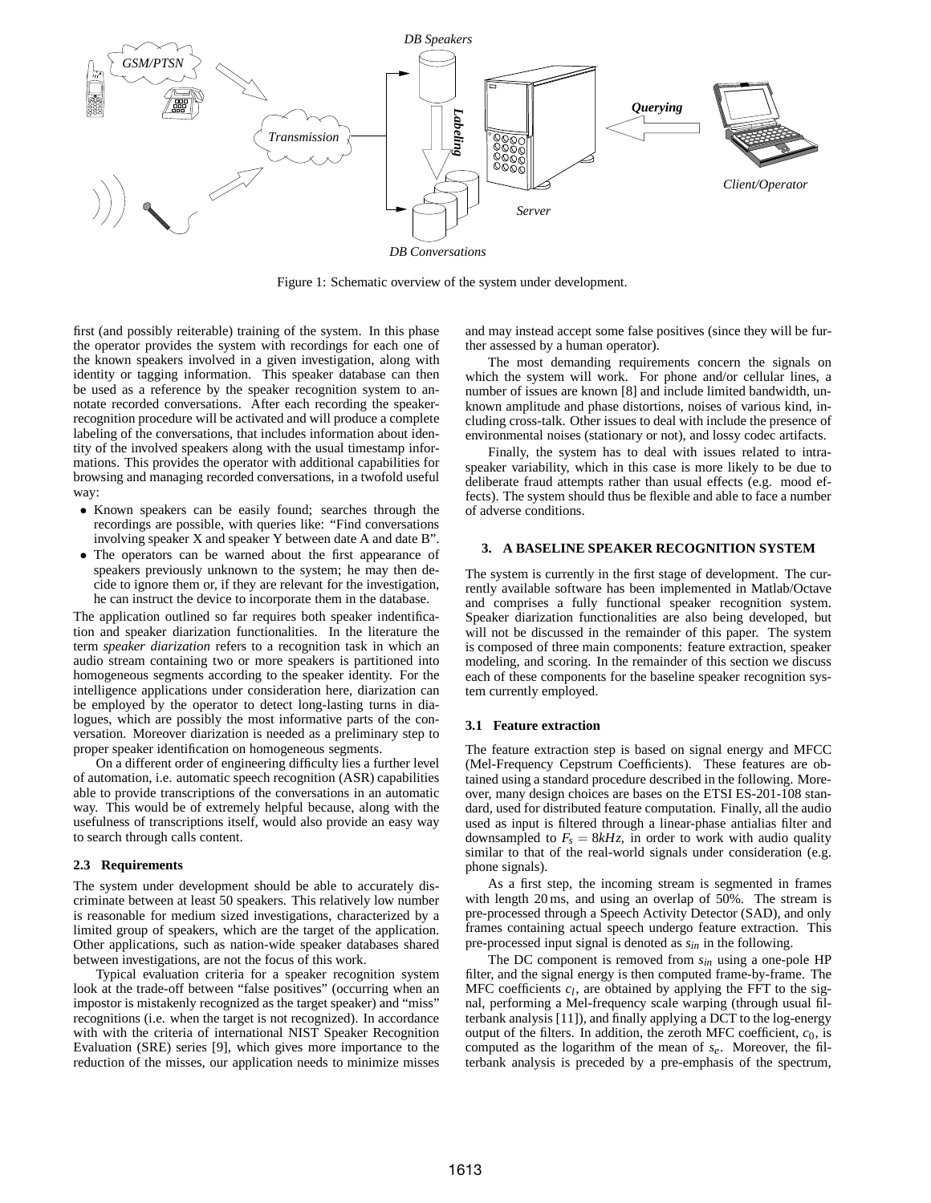Figure 1: Schematic overview of the system under development.

first (and possibly reiterable) training of the system. In this phase the operator provides the system with recordings for each one of the known speakers involved in a given investigation, along with identity or tagging information. This speaker database can then be used as a reference by the speaker recognition system to annotate recorded conversations. After each recording the speaker-recognition procedure will be activated and will produce a complete labeling of the conversations, that includes information about identity of the involved speakers along with the usual timestamp informations. This provides the operator with additional capabilities for browsing and managing recorded conversations, in a twofold useful way:

- Known speakers can be easily found; searches through the recordings are possible, with queries like: "Find conversations involving speaker X and speaker Y between date A and date B".
- The operators can be warned about the first appearance of speakers previously unknown to the system; he may then decide to ignore them or, if they are relevant for the investigation, he can instruct the device to incorporate them in the database.

The application outlined so far requires both speaker indentification and speaker diarization functionalities. In the literature the term *speaker diarization* refers to a recognition task in which an audio stream containing two or more speakers is partitioned into homogeneous segments according to the speaker identity. For the intelligence applications under consideration here, diarization can be employed by the operator to detect long-lasting turns in dialogues, which are possibly the most informative parts of the conversation. Moreover diarization is needed as a preliminary step to proper speaker identification on homogeneous segments.

On a different order of engineering difficulty lies a further level of automation, i.e. automatic speech recognition (ASR) capabilities able to provide transcriptions of the conversations in an automatic way. This would be of extremely helpful because, along with the usefulness of transcriptions itself, would also provide an easy way to search through calls content.

### 2.3 Requirements

The system under development should be able to accurately discriminate between at least 50 speakers. This relatively low number is reasonable for medium sized investigations, characterized by a limited group of speakers, which are the target of the application. Other applications, such as nation-wide speaker databases shared between investigations, are not the focus of this work.

Typical evaluation criteria for a speaker recognition system look at the trade-off between "false positives" (occurring when an impostor is mistakenly recognized as the target speaker) and "miss" recognitions (i.e. when the target is not recognized). In accordance with with the criteria of international NIST Speaker Recognition Evaluation (SRE) series [9], which gives more importance to the reduction of the misses, our application needs to minimize misses and may instead accept some false positives (since they will be further assessed by a human operator).

The most demanding requirements concern the signals on which the system will work. For phone and/or cellular lines, a number of issues are known [8] and include limited bandwidth, unknown amplitude and phase distortions, noises of various kind, including cross-talk. Other issues to deal with include the presence of environmental noises (stationary or not), and lossy codec artifacts.

Finally, the system has to deal with issues related to intra-speaker variability, which in this case is more likely to be due to deliberate fraud attempts rather than usual effects (e.g. mood effects). The system should thus be flexible and able to face a number of adverse conditions.

## 3. A BASELINE SPEAKER RECOGNITION SYSTEM

The system is currently in the first stage of development. The currently available software has been implemented in Matlab/Octave and comprises a fully functional speaker recognition system. Speaker diarization functionalities are also being developed, but will not be discussed in the remainder of this paper. The system is composed of three main components: feature extraction, speaker modeling, and scoring. In the remainder of this section we discuss each of these components for the baseline speaker recognition system currently employed.

### 3.1 Feature extraction

The feature extraction step is based on signal energy and MFCC (Mel-Frequency Cepstrum Coefficients). These features are obtained using a standard procedure described in the following. Moreover, many design choices are bases on the ETSI ES-201-108 standard, used for distributed feature computation. Finally, all the audio used as input is filtered through a linear-phase antialias filter and downsampled to $F_s = 8kHz$, in order to work with audio quality similar to that of the real-world signals under consideration (e.g. phone signals).

As a first step, the incoming stream is segmented in frames with length 20 ms, and using an overlap of 50%. The stream is pre-processed through a Speech Activity Detector (SAD), and only frames containing actual speech undergo feature extraction. This pre-processed input signal is denoted as $s_{in}$ in the following.

The DC component is removed from $s_{in}$ using a one-pole HP filter, and the signal energy is then computed frame-by-frame. The MFC coefficients $c_l$, are obtained by applying the FFT to the signal, performing a Mel-frequency scale warping (through usual filterbank analysis [11]), and finally applying a DCT to the log-energy output of the filters. In addition, the zeroth MFC coefficient, $c_0$, is computed as the logarithm of the mean of $s_e$. Moreover, the filterbank analysis is preceded by a pre-emphasis of the spectrum,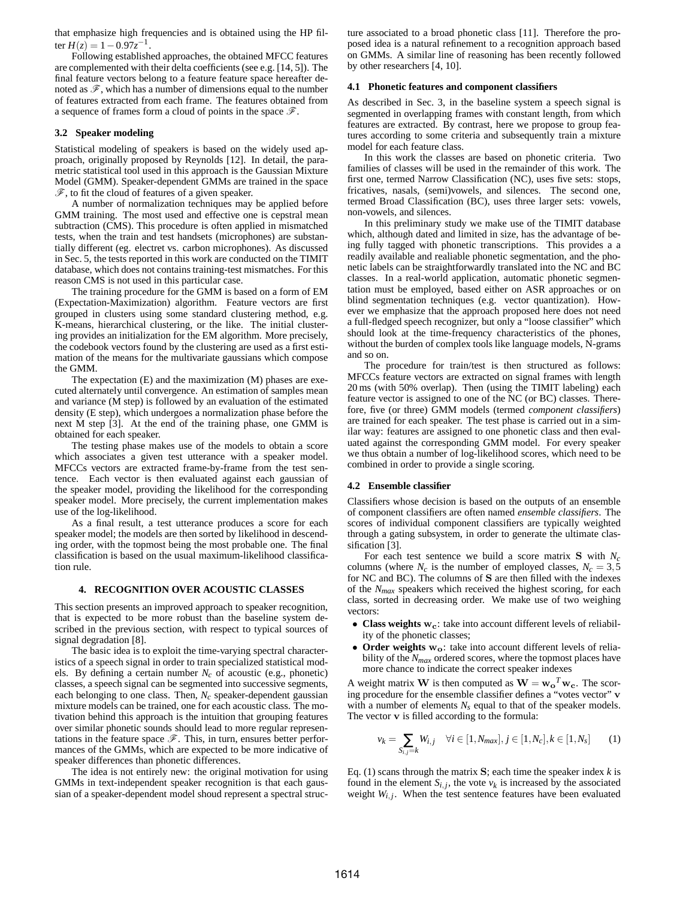that emphasize high frequencies and is obtained using the HP filter $H(z) = 1 - 0.97z^{-1}$.

Following established approaches, the obtained MFCC features are complemented with their delta coefficients (see e.g. [14, 5]). The final feature vectors belong to a feature feature space hereafter denoted as $\mathscr{F}$, which has a number of dimensions equal to the number of features extracted from each frame. The features obtained from a sequence of frames form a cloud of points in the space $\mathscr{F}$.

### 3.2 Speaker modeling

Statistical modeling of speakers is based on the widely used approach, originally proposed by Reynolds [12]. In detail, the parametric statistical tool used in this approach is the Gaussian Mixture Model (GMM). Speaker-dependent GMMs are trained in the space $\mathscr{F}$, to fit the cloud of features of a given speaker.

A number of normalization techniques may be applied before GMM training. The most used and effective one is cepstral mean subtraction (CMS). This procedure is often applied in mismatched tests, when the train and test handsets (microphones) are substantially different (eg. electret vs. carbon microphones). As discussed in Sec. 5, the tests reported in this work are conducted on the TIMIT database, which does not contains training-test mismatches. For this reason CMS is not used in this particular case.

The training procedure for the GMM is based on a form of EM (Expectation-Maximization) algorithm. Feature vectors are first grouped in clusters using some standard clustering method, e.g. K-means, hierarchical clustering, or the like. The initial clustering provides an initialization for the EM algorithm. More precisely, the codebook vectors found by the clustering are used as a first estimation of the means for the multivariate gaussians which compose the GMM.

The expectation (E) and the maximization (M) phases are executed alternately until convergence. An estimation of samples mean and variance (M step) is followed by an evaluation of the estimated density (E step), which undergoes a normalization phase before the next M step [3]. At the end of the training phase, one GMM is obtained for each speaker.

The testing phase makes use of the models to obtain a score which associates a given test utterance with a speaker model. MFCCs vectors are extracted frame-by-frame from the test sentence. Each vector is then evaluated against each gaussian of the speaker model, providing the likelihood for the corresponding speaker model. More precisely, the current implementation makes use of the log-likelihood.

As a final result, a test utterance produces a score for each speaker model; the models are then sorted by likelihood in descending order, with the topmost being the most probable one. The final classification is based on the usual maximum-likelihood classification rule.

## 4. RECOGNITION OVER ACOUSTIC CLASSES

This section presents an improved approach to speaker recognition, that is expected to be more robust than the baseline system described in the previous section, with respect to typical sources of signal degradation [8].

The basic idea is to exploit the time-varying spectral characteristics of a speech signal in order to train specialized statistical models. By defining a certain number $N_c$ of acoustic (e.g., phonetic) classes, a speech signal can be segmented into successive segments, each belonging to one class. Then, $N_c$ speaker-dependent gaussian mixture models can be trained, one for each acoustic class. The motivation behind this approach is the intuition that grouping features over similar phonetic sounds should lead to more regular representations in the feature space $\mathscr{F}$. This, in turn, ensures better performances of the GMMs, which are expected to be more indicative of speaker differences than phonetic differences.

The idea is not entirely new: the original motivation for using GMMs in text-independent speaker recognition is that each gaussian of a speaker-dependent model shoud represent a spectral structure associated to a broad phonetic class [11]. Therefore the proposed idea is a natural refinement to a recognition approach based on GMMs. A similar line of reasoning has been recently followed by other researchers [4, 10].

### 4.1 Phonetic features and component classifiers

As described in Sec. 3, in the baseline system a speech signal is segmented in overlapping frames with constant length, from which features are extracted. By contrast, here we propose to group features according to some criteria and subsequently train a mixture model for each feature class.

In this work the classes are based on phonetic criteria. Two families of classes will be used in the remainder of this work. The first one, termed Narrow Classification (NC), uses five sets: stops, fricatives, nasals, (semi)vowels, and silences. The second one, termed Broad Classification (BC), uses three larger sets: vowels, non-vowels, and silences.

In this preliminary study we make use of the TIMIT database which, although dated and limited in size, has the advantage of being fully tagged with phonetic transcriptions. This provides a a readily available and realiable phonetic segmentation, and the phonetic labels can be straightforwardly translated into the NC and BC classes. In a real-world application, automatic phonetic segmentation must be employed, based either on ASR approaches or on blind segmentation techniques (e.g. vector quantization). However we emphasize that the approach proposed here does not need a full-fledged speech recognizer, but only a "loose classifier" which should look at the time-frequency characteristics of the phones, without the burden of complex tools like language models, N-grams and so on.

The procedure for train/test is then structured as follows: MFCCs feature vectors are extracted on signal frames with length 20 ms (with 50% overlap). Then (using the TIMIT labeling) each feature vector is assigned to one of the NC (or BC) classes. Therefore, five (or three) GMM models (termed *component classifiers*) are trained for each speaker. The test phase is carried out in a similar way: features are assigned to one phonetic class and then evaluated against the corresponding GMM model. For every speaker we thus obtain a number of log-likelihood scores, which need to be combined in order to provide a single scoring.

### 4.2 Ensemble classifier

Classifiers whose decision is based on the outputs of an ensemble of component classifiers are often named *ensemble classifiers*. The scores of individual component classifiers are typically weighted through a gating subsystem, in order to generate the ultimate classification [3].

For each test sentence we build a score matrix $\mathbf{S}$ with $N_c$ columns (where $N_c$ is the number of employed classes, $N_c = 3, 5$ for NC and BC). The columns of $\mathbf{S}$ are then filled with the indexes of the $N_{max}$ speakers which received the highest scoring, for each class, sorted in decreasing order. We make use of two weighing vectors:

- **Class weights $\mathbf{w_c}$**: take into account different levels of reliability of the phonetic classes;
- **Order weights $\mathbf{w_o}$**: take into account different levels of reliability of the $N_{max}$ ordered scores, where the topmost places have more chance to indicate the correct speaker indexes

A weight matrix $\mathbf{W}$ is then computed as $\mathbf{W} = \mathbf{w_o}^T \mathbf{w_c}$. The scoring procedure for the ensemble classifier defines a "votes vector" $\mathbf{v}$ with a number of elements $N_s$ equal to that of the speaker models. The vector $\mathbf{v}$ is filled according to the formula:

$$v_k = \sum_{S_{i,j}=k} W_{i,j} \quad \forall i \in [1, N_{max}], j \in [1, N_c], k \in [1, N_s] \qquad (1)$$

Eq. (1) scans through the matrix $\mathbf{S}$; each time the speaker index $k$ is found in the element $S_{i,j}$, the vote $v_k$ is increased by the associated weight $W_{i,j}$. When the test sentence features have been evaluated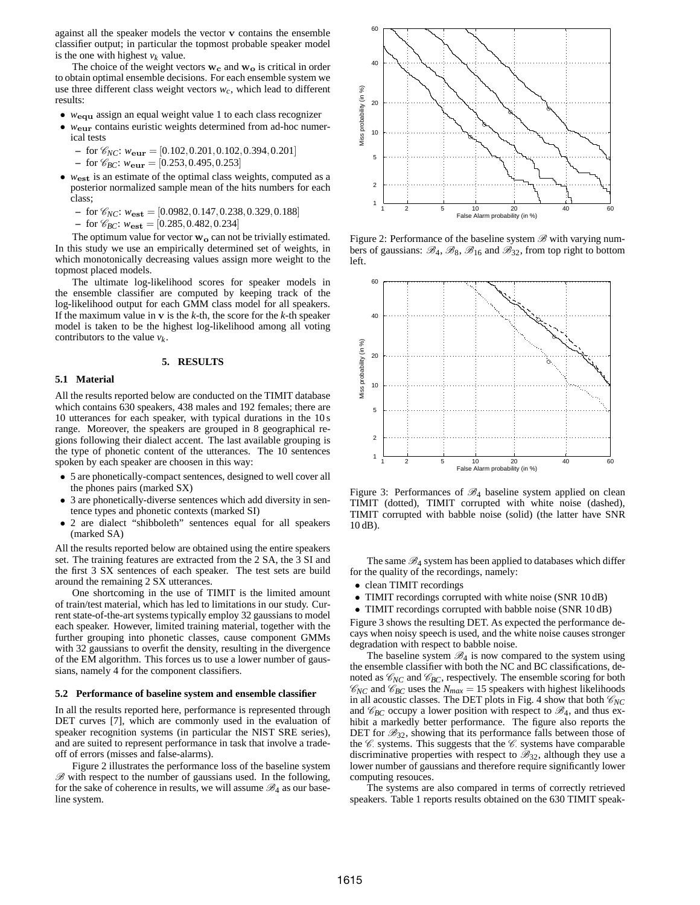against all the speaker models the vector $\mathbf{v}$ contains the ensemble classifier output; in particular the topmost probable speaker model is the one with highest $v_k$ value.

The choice of the weight vectors $\mathbf{w_c}$ and $\mathbf{w_o}$ is critical in order to obtain optimal ensemble decisions. For each ensemble system we use three different class weight vectors $w_c$, which lead to different results:

- $w_{\mathbf{equ}}$ assign an equal weight value 1 to each class recognizer
- $w_{\mathbf{eur}}$ contains euristic weights determined from ad-hoc numerical tests
  - for $\mathscr{C}_{NC}$: $w_{\mathbf{eur}} = [0.102, 0.201, 0.102, 0.394, 0.201]$
  - for $\mathscr{C}_{BC}$: $w_{\mathbf{eur}} = [0.253, 0.495, 0.253]$
- $w_{\mathbf{est}}$ is an estimate of the optimal class weights, computed as a posterior normalized sample mean of the hits numbers for each class;
  - for $\mathscr{C}_{NC}$: $w_{\mathbf{est}} = [0.0982, 0.147, 0.238, 0.329, 0.188]$
  - for $\mathscr{C}_{BC}$: $w_{\mathbf{est}} = [0.285, 0.482, 0.234]$

The optimum value for vector $\mathbf{w_o}$ can not be trivially estimated. In this study we use an empirically determined set of weights, in which monotonically decreasing values assign more weight to the topmost placed models.

The ultimate log-likelihood scores for speaker models in the ensemble classifier are computed by keeping track of the log-likelihood output for each GMM class model for all speakers. If the maximum value in $\mathbf{v}$ is the $k$-th, the score for the $k$-th speaker model is taken to be the highest log-likelihood among all voting contributors to the value $v_k$.

## 5. RESULTS

### 5.1 Material

All the results reported below are conducted on the TIMIT database which contains 630 speakers, 438 males and 192 females; there are 10 utterances for each speaker, with typical durations in the 10 s range. Moreover, the speakers are grouped in 8 geographical regions following their dialect accent. The last available grouping is the type of phonetic content of the utterances. The 10 sentences spoken by each speaker are choosen in this way:

- 5 are phonetically-compact sentences, designed to well cover all the phones pairs (marked SX)
- 3 are phonetically-diverse sentences which add diversity in sentence types and phonetic contexts (marked SI)
- 2 are dialect "shibboleth" sentences equal for all speakers (marked SA)

All the results reported below are obtained using the entire speakers set. The training features are extracted from the 2 SA, the 3 SI and the first 3 SX sentences of each speaker. The test sets are build around the remaining 2 SX utterances.

One shortcoming in the use of TIMIT is the limited amount of train/test material, which has led to limitations in our study. Current state-of-the-art systems typically employ 32 gaussians to model each speaker. However, limited training material, together with the further grouping into phonetic classes, cause component GMMs with 32 gaussians to overfit the density, resulting in the divergence of the EM algorithm. This forces us to use a lower number of gaussians, namely 4 for the component classifiers.

### 5.2 Performance of baseline system and ensemble classifier

In all the results reported here, performance is represented through DET curves [7], which are commonly used in the evaluation of speaker recognition systems (in particular the NIST SRE series), and are suited to represent performance in task that involve a tradeoff of errors (misses and false-alarms).

Figure 2 illustrates the performance loss of the baseline system $\mathscr{B}$ with respect to the number of gaussians used. In the following, for the sake of coherence in results, we will assume $\mathscr{B}_4$ as our baseline system.

Figure 2: Performance of the baseline system $\mathscr{B}$ with varying numbers of gaussians: $\mathscr{B}_4$, $\mathscr{B}_8$, $\mathscr{B}_{16}$ and $\mathscr{B}_{32}$, from top right to bottom left.

Figure 3: Performances of $\mathscr{B}_4$ baseline system applied on clean TIMIT (dotted), TIMIT corrupted with white noise (dashed), TIMIT corrupted with babble noise (solid) (the latter have SNR 10 dB).

The same $\mathscr{B}_4$ system has been applied to databases which differ for the quality of the recordings, namely:

- clean TIMIT recordings
- TIMIT recordings corrupted with white noise (SNR 10 dB)
- TIMIT recordings corrupted with babble noise (SNR 10 dB)

Figure 3 shows the resulting DET. As expected the performance decays when noisy speech is used, and the white noise causes stronger degradation with respect to babble noise.

The baseline system $\mathscr{B}_4$ is now compared to the system using the ensemble classifier with both the NC and BC classifications, denoted as $\mathscr{C}_{NC}$ and $\mathscr{C}_{BC}$, respectively. The ensemble scoring for both $\mathscr{C}_{NC}$ and $\mathscr{C}_{BC}$ uses the $N_{max} = 15$ speakers with highest likelihoods in all acoustic classes. The DET plots in Fig. 4 show that both $\mathscr{C}_{NC}$ and $\mathscr{C}_{BC}$ occupy a lower position with respect to $\mathscr{B}_4$, and thus exhibit a markedly better performance. The figure also reports the DET for $\mathscr{B}_{32}$, showing that its performance falls between those of the $\mathscr{C}$. systems. This suggests that the $\mathscr{C}$. systems have comparable discriminative properties with respect to $\mathscr{B}_{32}$, although they use a lower number of gaussians and therefore require significantly lower computing resouces.

The systems are also compared in terms of correctly retrieved speakers. Table 1 reports results obtained on the 630 TIMIT speak-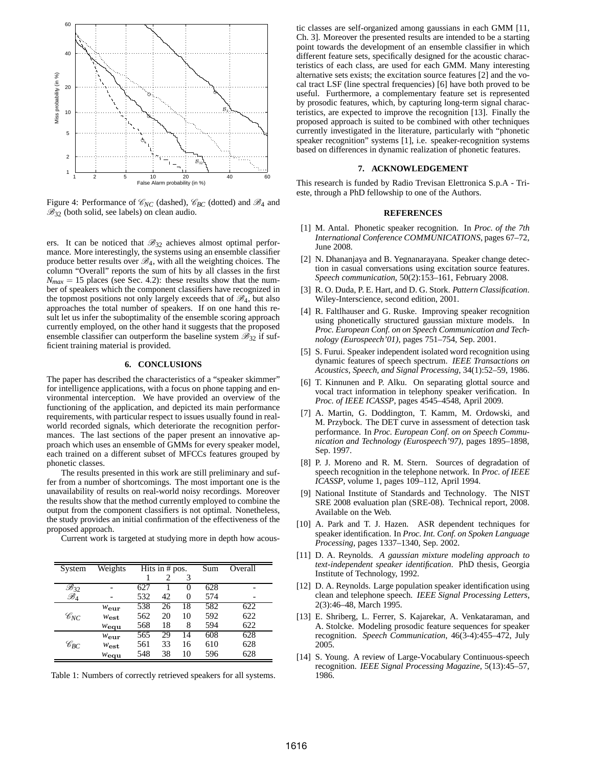60

40

20

10

5

2

1

1 2 5 10 20 40 60

Miss probability (in %)

False Alarm probability (in %)

$\mathscr{B}_4$

$\mathscr{B}_{32}$

Figure 4: Performance of $\mathscr{C}_{NC}$ (dashed), $\mathscr{C}_{BC}$ (dotted) and $\mathscr{B}_4$ and $\mathscr{B}_{32}$ (both solid, see labels) on clean audio.

ers. It can be noticed that $\mathscr{B}_{32}$ achieves almost optimal performance. More interestingly, the systems using an ensemble classifier produce better results over $\mathscr{B}_4$, with all the weighting choices. The column "Overall" reports the sum of hits by all classes in the first $N_{max} = 15$ places (see Sec. 4.2): these results show that the number of speakers which the component classifiers have recognized in the topmost positions not only largely exceeds that of $\mathscr{B}_4$, but also approaches the total number of speakers. If on one hand this result let us infer the suboptimality of the ensemble scoring approach currently employed, on the other hand it suggests that the proposed ensemble classifier can outperform the baseline system $\mathscr{B}_{32}$ if sufficient training material is provided.

## 6. CONCLUSIONS

The paper has described the characteristics of a "speaker skimmer" for intelligence applications, with a focus on phone tapping and environmental interception. We have provided an overview of the functioning of the application, and depicted its main performance requirements, with particular respect to issues usually found in real-world recorded signals, which deteriorate the recognition performances. The last sections of the paper present an innovative approach which uses an ensemble of GMMs for every speaker model, each trained on a different subset of MFCCs features grouped by phonetic classes.

The results presented in this work are still preliminary and suffer from a number of shortcomings. The most important one is the unavailability of results on real-world noisy recordings. Moreover the results show that the method currently employed to combine the output from the component classifiers is not optimal. Nonetheless, the study provides an initial confirmation of the effectiveness of the proposed approach.

Current work is targeted at studying more in depth how acoustic classes are self-organized among gaussians in each GMM [11, Ch. 3]. Moreover the presented results are intended to be a starting point towards the development of an ensemble classifier in which different feature sets, specifically designed for the acoustic characteristics of each class, are used for each GMM. Many interesting alternative sets exists; the excitation source features [2] and the vocal tract LSF (line spectral frequencies) [6] have both proved to be useful. Furthermore, a complementary feature set is represented by prosodic features, which, by capturing long-term signal characteristics, are expected to improve the recognition [13]. Finally the proposed approach is suited to be combined with other techniques currently investigated in the literature, particularly with "phonetic speaker recognition" systems [1], i.e. speaker-recognition systems based on differences in dynamic realization of phonetic features.

| System | Weights | Hits in # pos. | | | Sum | Overall |
|---|---|---|---|---|---|---|
| | | 1 | 2 | 3 | | |
| $\mathscr{B}_{32}$ | - | 627 | 1 | 0 | 628 | - |
| $\mathscr{B}_4$ | - | 532 | 42 | 0 | 574 | - |
| $\mathscr{C}_{NC}$ | $w_{\mathbf{eur}}$ | 538 | 26 | 18 | 582 | 622 |
| | $w_{\mathbf{est}}$ | 562 | 20 | 10 | 592 | 622 |
| | $w_{\mathbf{equ}}$ | 568 | 18 | 8 | 594 | 622 |
| $\mathscr{C}_{BC}$ | $w_{\mathbf{eur}}$ | 565 | 29 | 14 | 608 | 628 |
| | $w_{\mathbf{est}}$ | 561 | 33 | 16 | 610 | 628 |
| | $w_{\mathbf{equ}}$ | 548 | 38 | 10 | 596 | 628 |

Table 1: Numbers of correctly retrieved speakers for all systems.

## 7. ACKNOWLEDGEMENT

This research is funded by Radio Trevisan Elettronica S.p.A - Trieste, through a PhD fellowship to one of the Authors.

## REFERENCES

[1] M. Antal. Phonetic speaker recognition. In *Proc. of the 7th International Conference COMMUNICATIONS*, pages 67–72, June 2008.

[2] N. Dhananjaya and B. Yegnanarayana. Speaker change detection in casual conversations using excitation source features. *Speech communication*, 50(2):153–161, February 2008.

[3] R. O. Duda, P. E. Hart, and D. G. Stork. *Pattern Classification*. Wiley-Interscience, second edition, 2001.

[4] R. Faltlhauser and G. Ruske. Improving speaker recognition using phonetically structured gaussian mixture models. In *Proc. European Conf. on Speech Communication and Technology (Eurospeech'01)*, pages 751–754, Sep. 2001.

[5] S. Furui. Speaker independent isolated word recognition using dynamic features of speech spectrum. *IEEE Transactions on Acoustics, Speech, and Signal Processing*, 34(1):52–59, 1986.

[6] T. Kinnunen and P. Alku. On separating glottal source and vocal tract information in telephony speaker verification. In *Proc. of IEEE ICASSP*, pages 4545–4548, April 2009.

[7] A. Martin, G. Doddington, T. Kamm, M. Ordowski, and M. Przybock. The DET curve in assessment of detection task performance. In *Proc. European Conf. on Speech Communication and Technology (Eurospeech'97)*, pages 1895–1898, Sep. 1997.

[8] P. J. Moreno and R. M. Stern. Sources of degradation of speech recognition in the telephone network. In *Proc. of IEEE ICASSP*, volume 1, pages 109–112, April 1994.

[9] National Institute of Standards and Technology. The NIST SRE 2008 evaluation plan (SRE-08). Technical report, 2008. Available on the Web.

[10] A. Park and T. J. Hazen. ASR dependent techniques for speaker identification. In *Proc. Int. Conf. on Spoken Language Processing*, pages 1337–1340, Sep. 2002.

[11] D. A. Reynolds. *A gaussian mixture modeling approach to text-independent speaker identification*. PhD thesis, Georgia Institute of Technology, 1992.

[12] D. A. Reynolds. Large population speaker identification using clean and telephone speech. *IEEE Signal Processing Letters*, 2(3):46–48, March 1995.

[13] E. Shriberg, L. Ferrer, S. Kajarekar, A. Venkataraman, and A. Stolcke. Modeling prosodic feature sequences for speaker recognition. *Speech Communication*, 46(3-4):455–472, July 2005.

[14] S. Young. A review of Large-Vocabulary Continuous-speech recognition. *IEEE Signal Processing Magazine*, 5(13):45–57, 1986.